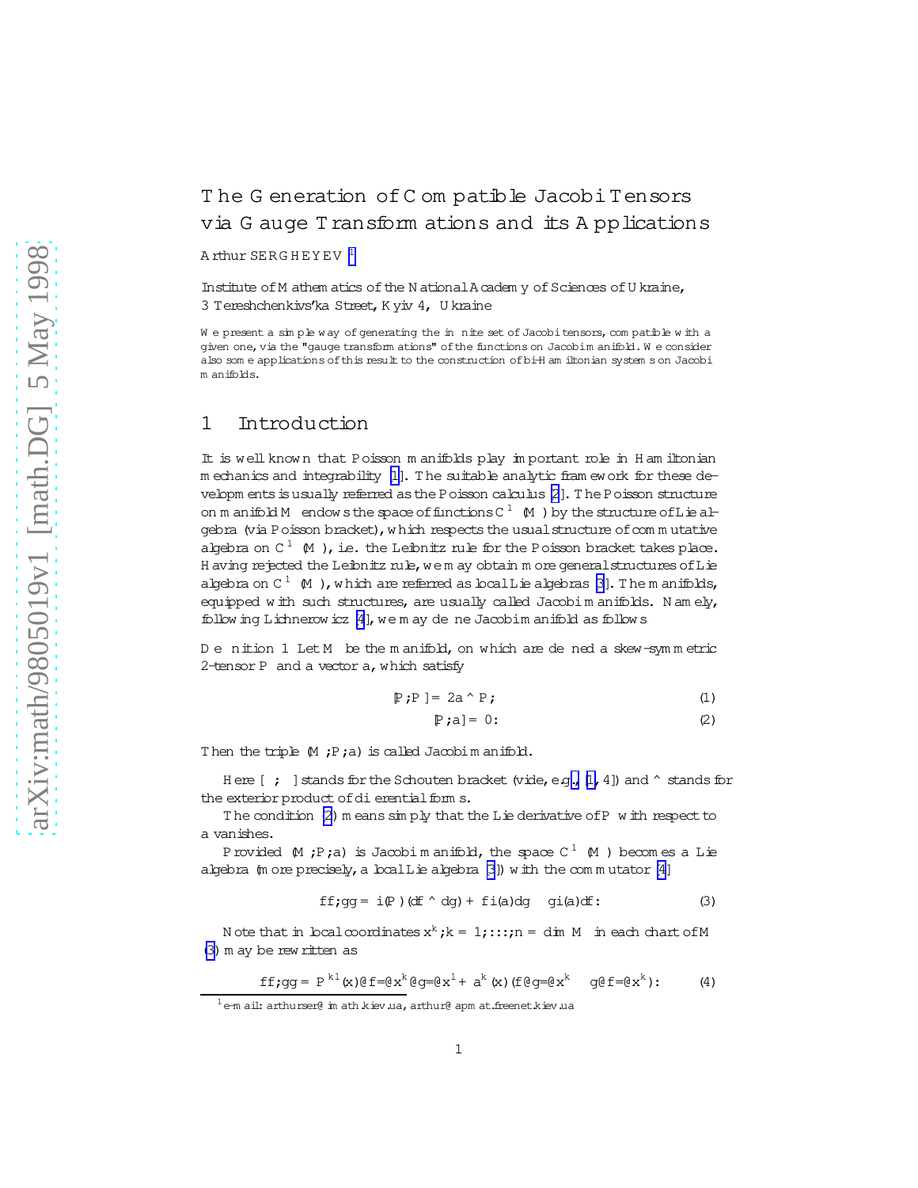# The Generation of Compatible Jacobi Tensors via Gauge Transformations and its Applications

Arthur SERGHEYEV [1]

Institute of Mathematics of the National Academy of Sciences of Ukraine,
3 Tereshchenkivs'ka Street, Kyiv 4, Ukraine

We present a simple way of generating the infinite set of Jacobi tensors, compatible with a given one, via the "gauge transformations" of the functions on Jacobi manifold. We consider also some applications of this result to the construction of bi-Hamiltonian systems on Jacobi manifolds.

## 1 Introduction

It is well known that Poisson manifolds play important role in Hamiltonian mechanics and integrability [1]. The suitable analytic framework for these developments is usually referred as the Poisson calculus [2]. The Poisson structure on manifold $M$ endows the space of functions $C^\infty(M)$ by the structure of Lie algebra (via Poisson bracket), which respects the usual structure of commutative algebra on $C^\infty(M)$, i.e. the Leibnitz rule for the Poisson bracket takes place. Having rejected the Leibnitz rule, we may obtain more general structures of Lie algebra on $C^\infty(M)$, which are referred as local Lie algebras [3]. The manifolds, equipped with such structures, are usually called Jacobi manifolds. Namely, following Lichnerowicz [4], we may define Jacobi manifold as follows

**Definition 1** Let $M$ be the manifold, on which are defined a skew-symmetric 2-tensor $P$ and a vector $a$, which satisfy

$$[P, P] = 2a \wedge P, \tag{1}$$

$$[P, a] = 0. \tag{2}$$

Then the triple $(M, P, a)$ is called Jacobi manifold.

Here $[\ ,\ ]$ stands for the Schouten bracket (vide, e.g., [1, 4]) and $\wedge$ stands for the exterior product of differential forms.

The condition (2) means simply that the Lie derivative of $P$ with respect to $a$ vanishes.

Provided $(M, P, a)$ is Jacobi manifold, the space $C^\infty(M)$ becomes a Lie algebra (more precisely, a local Lie algebra [3]) with the commutator [4]

$$\{f, g\} = i(P)(df \wedge dg) + f i(a) dg - g i(a) df. \tag{3}$$

Note that in local coordinates $x^k, k = 1, \dots, n = \dim M$ in each chart of $M$ (3) may be rewritten as

$$\{f, g\} = P^{kl}(x)\partial f/\partial x^k \partial g/\partial x^l + a^k(x)(f \partial g/\partial x^k - g \partial f/\partial x^k). \tag{4}$$

[1] e-mail: arthurser@imath.kiev.ua, arthur@apmat.freenet.kiev.ua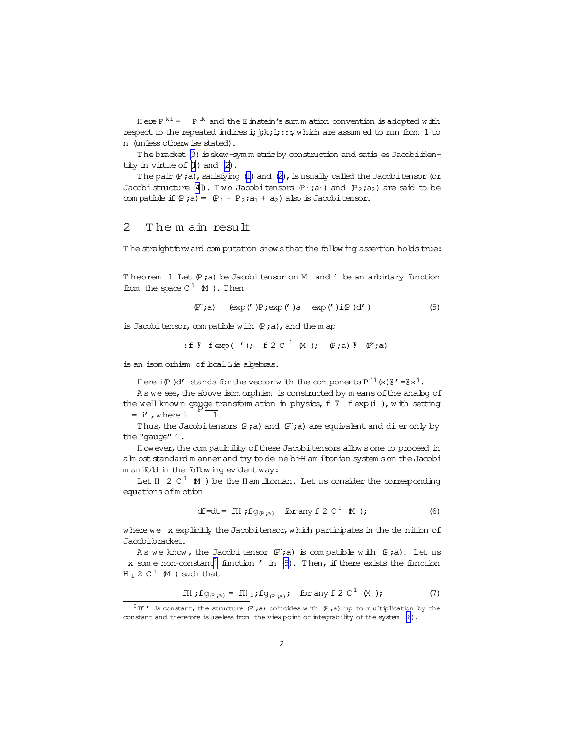Here $P^{kl} = -P^{lk}$ and the Einstein's summation convention is adopted with respect to the repeated indices $i, j, k, l, \ldots$, which are assumed to run from 1 to $n$ (unless otherwise stated).

The bracket (3) is skew-symmetric by construction and satisfies Jacobi identity in virtue of (1) and (2).

The pair $(P, a)$, satisfying (1) and (2), is usually called the Jacobi tensor (or Jacobi structure [4]). Two Jacobi tensors $(P_1, a_1)$ and $(P_2, a_2)$ are said to be compatible if $(P, a) = (P_1 + P_2, a_1 + a_2)$ also is Jacobi tensor.

## 2 The main result

The straightforward computation shows that the following assertion holds true:

**Theorem 1** Let $(P, a)$ be Jacobi tensor on $M$ and $\varphi$ be an arbirtary function from the space $C^\infty(M)$. Then

$$(\tilde{P}, \tilde{a}) \equiv (\exp(\varphi)P, \exp(\varphi)a - \exp(\varphi)i(P)d\varphi) \tag{5}$$

is Jacobi tensor, compatible with $(P, a)$, and the map

$$\Phi : f \mapsto f\exp(-\varphi); \quad f \in C^\infty(M); \quad (P, a) \mapsto (\tilde{P}, \tilde{a})$$

is an isomorhism of local Lie algebras.

Here $i(P)d\varphi$ stands for the vector with the components $P^{ij}(x)\partial\varphi/\partial x^j$.

As we see, the above isomorphism $\Phi$ is constructed by means of the analog of the well known gauge transformation in physics, $f \mapsto f\exp(i\psi)$, with setting $\psi = i\varphi$, where $i \equiv \sqrt{-1}$.

Thus, the Jacobi tensors $(P, a)$ and $(\tilde{P}, \tilde{a})$ are equivalent and differ only by the "gauge" $\varphi$.

However, the compatibility of these Jacobi tensors allows one to proceed in almost standard manner and try to define bi-Hamiltonian systems on the Jacobi manifold in the following evident way:

Let $H \in C^\infty(M)$ be the Hamiltonian. Let us consider the corresponding equations of motion

$$df/dt = \{H, f\}_{(P,a)} \quad \text{for any } f \in C^\infty(M); \tag{6}$$

where we fix explicitly the Jacobi tensor, which participates in the definition of Jacobi bracket.

As we know, the Jacobi tensor $(\tilde{P}, \tilde{a})$ is compatible with $(P, a)$. Let us fix some non-constant[2] function $\varphi$ in (5). Then, if there exists the function $H_1 \in C^\infty(M)$ such that

$$\{H, f\}_{(P,a)} = \{H_1, f\}_{(\tilde{P},\tilde{a})}; \quad \text{for any } f \in C^\infty(M); \tag{7}$$

---

[2] If $\varphi$ is constant, the structure $(\tilde{P}, \tilde{a})$ coincides with $(P, a)$ up to multiplication by the constant and therefore is useless from the viewpoint of integrability of the system (6).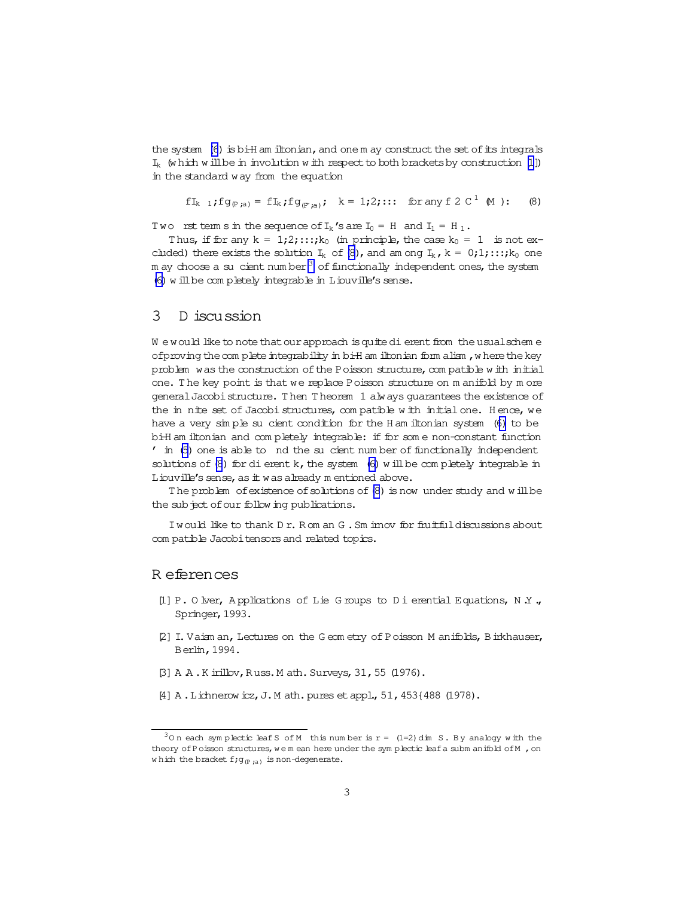the system (6) is bi-Hamiltonian, and one may construct the set of its integrals $I_k$ (which will be in involution with respect to both brackets by construction [1]) in the standard way from the equation

$$\{I_{k-1}, f\}_{(P,a)} = \{I_k, f\}_{(P',a')}, \quad k = 1, 2, \ldots \quad \text{for any } f \in C^{\infty}(M). \tag{8}$$

Two first terms in the sequence of $I_k$'s are $I_0 = H$ and $I_1 = H_1$.

Thus, if for any $k = 1, 2, \ldots, k_0$ (in principle, the case $k_0 = \infty$ is not excluded) there exists the solution $I_k$ of (8), and among $I_k$, $k = 0, 1, \ldots, k_0$ one may choose a sufficient number[3] of functionally independent ones, the system (6) will be completely integrable in Liouville's sense.

## 3 Discussion

We would like to note that our approach is quite different from the usual scheme of proving the complete integrability in bi-Hamiltonian formalism, where the key problem was the construction of the Poisson structure, compatible with initial one. The key point is that we replace Poisson structure on manifold by more general Jacobi structure. Then Theorem 1 always guarantees the existence of the infinite set of Jacobi structures, compatible with initial one. Hence, we have a very simple sufficient condition for the Hamiltonian system (6) to be bi-Hamiltonian and completely integrable: if for some non-constant function $\varphi$ in (5) one is able to find the sufficient number of functionally independent solutions of (8) for different $k$, the system (6) will be completely integrable in Liouville's sense, as it was already mentioned above.

The problem of existence of solutions of (8) is now under study and will be the subject of our following publications.

I would like to thank Dr. Roman G. Smirnov for fruitful discussions about compatible Jacobi tensors and related topics.

## References

[1] P. Olver, Applications of Lie Groups to Differential Equations, N.Y., Springer, 1993.

[2] I. Vaisman, Lectures on the Geometry of Poisson Manifolds, Birkhauser, Berlin, 1994.

[3] A.A. Kirillov, Russ. Math. Surveys, 31, 55 (1976).

[4] A. Lichnerowicz, J. Math. pures et appl., 51, 453–488 (1978).

---

[3] On each symplectic leaf $S$ of $M$ this number is $r = (1/2)\dim S$. By analogy with the theory of Poisson structures, we mean here under the symplectic leaf a submanifold of $M$, on which the bracket $\{f, g\}_{(P,a)}$ is non-degenerate.